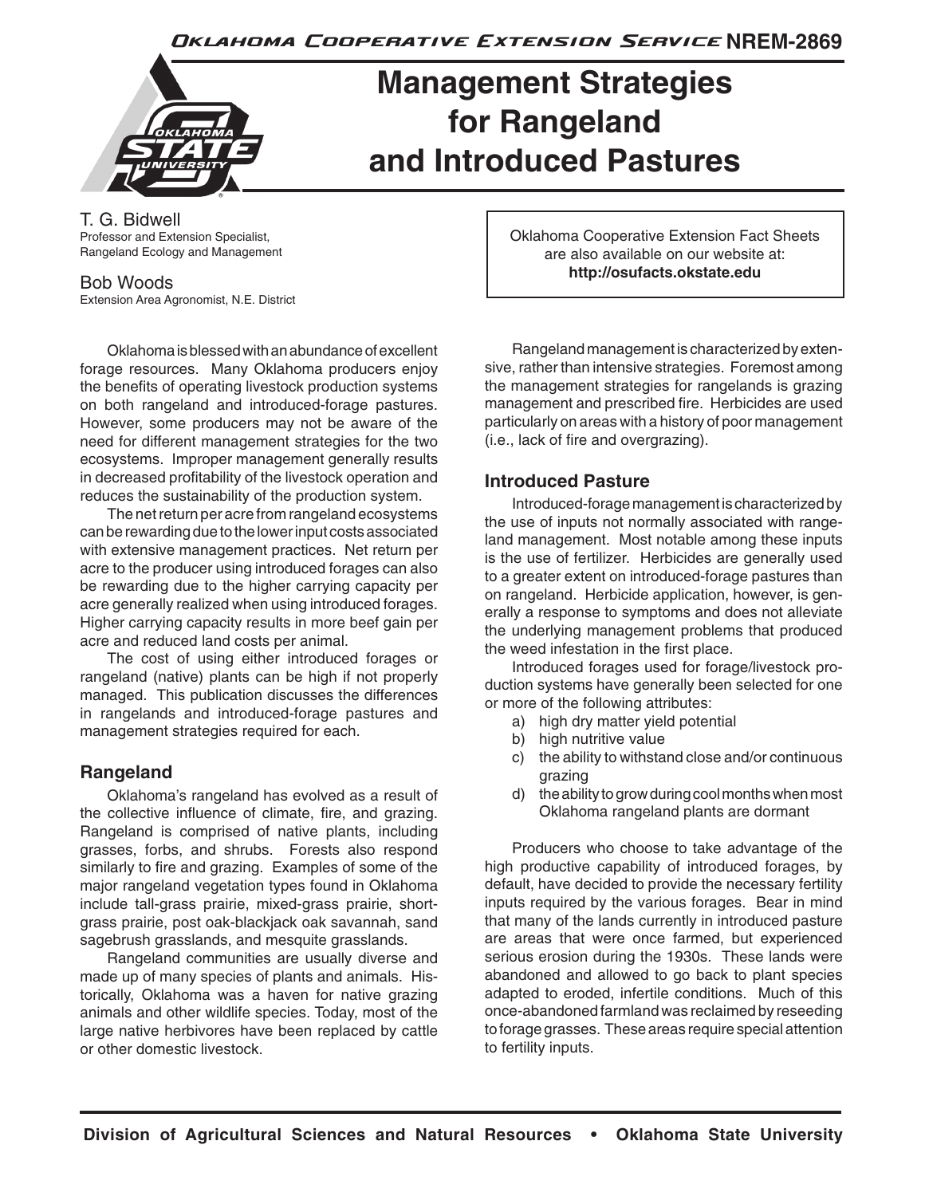Oklahoma Cooperative Extension Service NREM-2869

# Management Strategies for Rangeland and Introduced Pastures

T. G. Bidwell
Professor and Extension Specialist,
Rangeland Ecology and Management

Bob Woods
Extension Area Agronomist, N.E. District

Oklahoma Cooperative Extension Fact Sheets are also available on our website at: **http://osufacts.okstate.edu**

Oklahoma is blessed with an abundance of excellent forage resources. Many Oklahoma producers enjoy the benefits of operating livestock production systems on both rangeland and introduced-forage pastures. However, some producers may not be aware of the need for different management strategies for the two ecosystems. Improper management generally results in decreased profitability of the livestock operation and reduces the sustainability of the production system.

The net return per acre from rangeland ecosystems can be rewarding due to the lower input costs associated with extensive management practices. Net return per acre to the producer using introduced forages can also be rewarding due to the higher carrying capacity per acre generally realized when using introduced forages. Higher carrying capacity results in more beef gain per acre and reduced land costs per animal.

The cost of using either introduced forages or rangeland (native) plants can be high if not properly managed. This publication discusses the differences in rangelands and introduced-forage pastures and management strategies required for each.

## Rangeland

Oklahoma's rangeland has evolved as a result of the collective influence of climate, fire, and grazing. Rangeland is comprised of native plants, including grasses, forbs, and shrubs. Forests also respond similarly to fire and grazing. Examples of some of the major rangeland vegetation types found in Oklahoma include tall-grass prairie, mixed-grass prairie, short-grass prairie, post oak-blackjack oak savannah, sand sagebrush grasslands, and mesquite grasslands.

Rangeland communities are usually diverse and made up of many species of plants and animals. Historically, Oklahoma was a haven for native grazing animals and other wildlife species. Today, most of the large native herbivores have been replaced by cattle or other domestic livestock.

Rangeland management is characterized by extensive, rather than intensive strategies. Foremost among the management strategies for rangelands is grazing management and prescribed fire. Herbicides are used particularly on areas with a history of poor management (i.e., lack of fire and overgrazing).

## Introduced Pasture

Introduced-forage management is characterized by the use of inputs not normally associated with rangeland management. Most notable among these inputs is the use of fertilizer. Herbicides are generally used to a greater extent on introduced-forage pastures than on rangeland. Herbicide application, however, is generally a response to symptoms and does not alleviate the underlying management problems that produced the weed infestation in the first place.

Introduced forages used for forage/livestock production systems have generally been selected for one or more of the following attributes:

a) high dry matter yield potential
b) high nutritive value
c) the ability to withstand close and/or continuous grazing
d) the ability to grow during cool months when most Oklahoma rangeland plants are dormant

Producers who choose to take advantage of the high productive capability of introduced forages, by default, have decided to provide the necessary fertility inputs required by the various forages. Bear in mind that many of the lands currently in introduced pasture are areas that were once farmed, but experienced serious erosion during the 1930s. These lands were abandoned and allowed to go back to plant species adapted to eroded, infertile conditions. Much of this once-abandoned farmland was reclaimed by reseeding to forage grasses. These areas require special attention to fertility inputs.

Division of Agricultural Sciences and Natural Resources • Oklahoma State University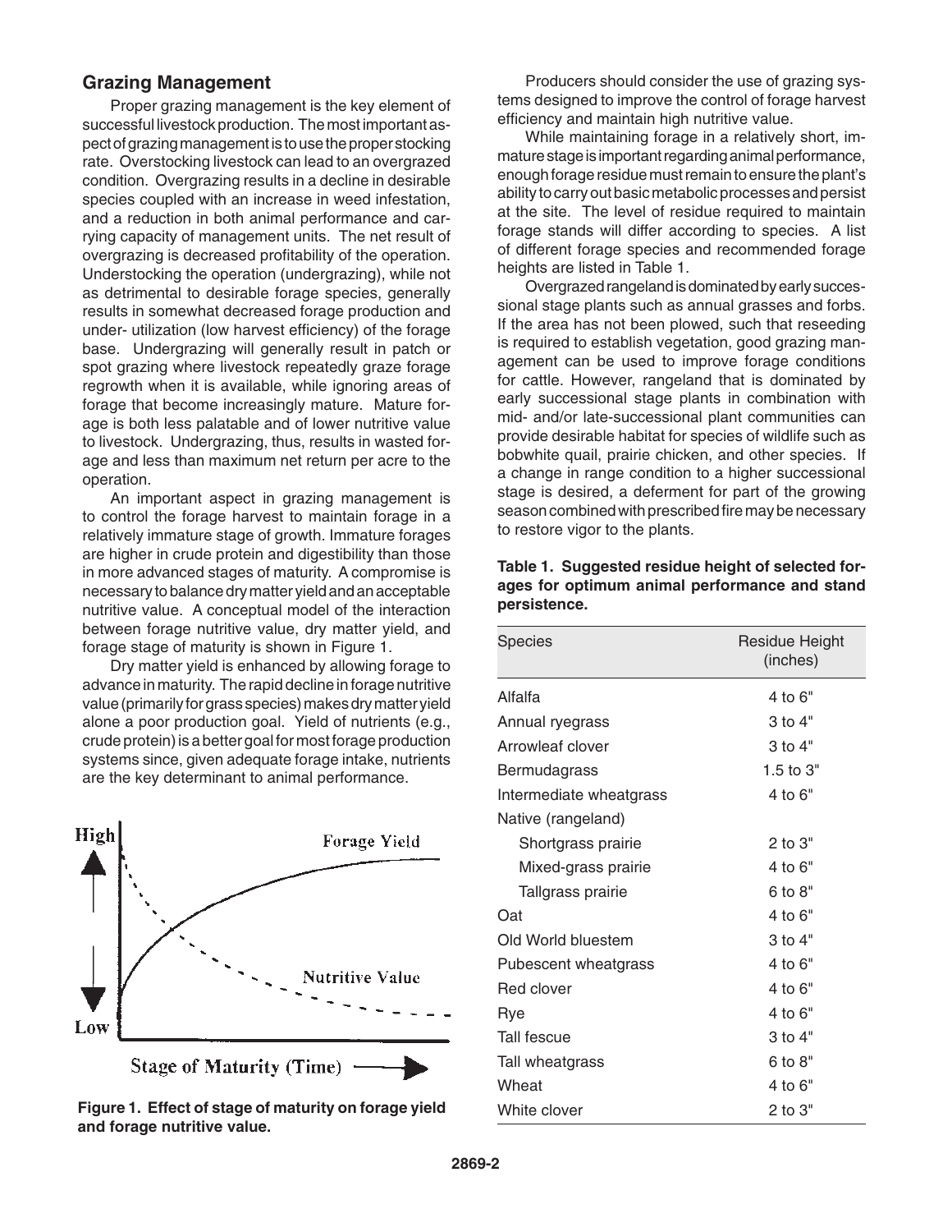## Grazing Management

Proper grazing management is the key element of successful livestock production. The most important aspect of grazing management is to use the proper stocking rate. Overstocking livestock can lead to an overgrazed condition. Overgrazing results in a decline in desirable species coupled with an increase in weed infestation, and a reduction in both animal performance and carrying capacity of management units. The net result of overgrazing is decreased profitability of the operation. Understocking the operation (undergrazing), while not as detrimental to desirable forage species, generally results in somewhat decreased forage production and under- utilization (low harvest efficiency) of the forage base. Undergrazing will generally result in patch or spot grazing where livestock repeatedly graze forage regrowth when it is available, while ignoring areas of forage that become increasingly mature. Mature forage is both less palatable and of lower nutritive value to livestock. Undergrazing, thus, results in wasted forage and less than maximum net return per acre to the operation.

An important aspect in grazing management is to control the forage harvest to maintain forage in a relatively immature stage of growth. Immature forages are higher in crude protein and digestibility than those in more advanced stages of maturity. A compromise is necessary to balance dry matter yield and an acceptable nutritive value. A conceptual model of the interaction between forage nutritive value, dry matter yield, and forage stage of maturity is shown in Figure 1.

Dry matter yield is enhanced by allowing forage to advance in maturity. The rapid decline in forage nutritive value (primarily for grass species) makes dry matter yield alone a poor production goal. Yield of nutrients (e.g., crude protein) is a better goal for most forage production systems since, given adequate forage intake, nutrients are the key determinant to animal performance.

**Figure 1. Effect of stage of maturity on forage yield and forage nutritive value.**

Producers should consider the use of grazing systems designed to improve the control of forage harvest efficiency and maintain high nutritive value.

While maintaining forage in a relatively short, immature stage is important regarding animal performance, enough forage residue must remain to ensure the plant's ability to carry out basic metabolic processes and persist at the site. The level of residue required to maintain forage stands will differ according to species. A list of different forage species and recommended forage heights are listed in Table 1.

Overgrazed rangeland is dominated by early successional stage plants such as annual grasses and forbs. If the area has not been plowed, such that reseeding is required to establish vegetation, good grazing management can be used to improve forage conditions for cattle. However, rangeland that is dominated by early successional stage plants in combination with mid- and/or late-successional plant communities can provide desirable habitat for species of wildlife such as bobwhite quail, prairie chicken, and other species. If a change in range condition to a higher successional stage is desired, a deferment for part of the growing season combined with prescribed fire may be necessary to restore vigor to the plants.

**Table 1. Suggested residue height of selected forages for optimum animal performance and stand persistence.**

| Species | Residue Height (inches) |
|---|---|
| Alfalfa | 4 to 6" |
| Annual ryegrass | 3 to 4" |
| Arrowleaf clover | 3 to 4" |
| Bermudagrass | 1.5 to 3" |
| Intermediate wheatgrass | 4 to 6" |
| Native (rangeland) | |
| Shortgrass prairie | 2 to 3" |
| Mixed-grass prairie | 4 to 6" |
| Tallgrass prairie | 6 to 8" |
| Oat | 4 to 6" |
| Old World bluestem | 3 to 4" |
| Pubescent wheatgrass | 4 to 6" |
| Red clover | 4 to 6" |
| Rye | 4 to 6" |
| Tall fescue | 3 to 4" |
| Tall wheatgrass | 6 to 8" |
| Wheat | 4 to 6" |
| White clover | 2 to 3" |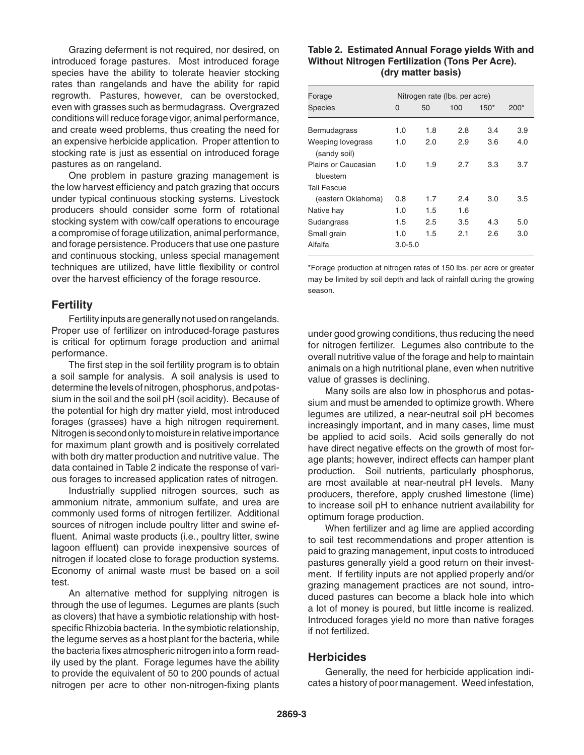Grazing deferment is not required, nor desired, on introduced forage pastures. Most introduced forage species have the ability to tolerate heavier stocking rates than rangelands and have the ability for rapid regrowth. Pastures, however, can be overstocked, even with grasses such as bermudagrass. Overgrazed conditions will reduce forage vigor, animal performance, and create weed problems, thus creating the need for an expensive herbicide application. Proper attention to stocking rate is just as essential on introduced forage pastures as on rangeland.

One problem in pasture grazing management is the low harvest efficiency and patch grazing that occurs under typical continuous stocking systems. Livestock producers should consider some form of rotational stocking system with cow/calf operations to encourage a compromise of forage utilization, animal performance, and forage persistence. Producers that use one pasture and continuous stocking, unless special management techniques are utilized, have little flexibility or control over the harvest efficiency of the forage resource.

## Fertility

Fertility inputs are generally not used on rangelands. Proper use of fertilizer on introduced-forage pastures is critical for optimum forage production and animal performance.

The first step in the soil fertility program is to obtain a soil sample for analysis. A soil analysis is used to determine the levels of nitrogen, phosphorus, and potassium in the soil and the soil pH (soil acidity). Because of the potential for high dry matter yield, most introduced forages (grasses) have a high nitrogen requirement. Nitrogen is second only to moisture in relative importance for maximum plant growth and is positively correlated with both dry matter production and nutritive value. The data contained in Table 2 indicate the response of various forages to increased application rates of nitrogen.

Industrially supplied nitrogen sources, such as ammonium nitrate, ammonium sulfate, and urea are commonly used forms of nitrogen fertilizer. Additional sources of nitrogen include poultry litter and swine effluent. Animal waste products (i.e., poultry litter, swine lagoon effluent) can provide inexpensive sources of nitrogen if located close to forage production systems. Economy of animal waste must be based on a soil test.

An alternative method for supplying nitrogen is through the use of legumes. Legumes are plants (such as clovers) that have a symbiotic relationship with host-specific Rhizobia bacteria. In the symbiotic relationship, the legume serves as a host plant for the bacteria, while the bacteria fixes atmospheric nitrogen into a form readily used by the plant. Forage legumes have the ability to provide the equivalent of 50 to 200 pounds of actual nitrogen per acre to other non-nitrogen-fixing plants under good growing conditions, thus reducing the need for nitrogen fertilizer. Legumes also contribute to the overall nutritive value of the forage and help to maintain animals on a high nutritional plane, even when nutritive value of grasses is declining.

**Table 2. Estimated Annual Forage yields With and Without Nitrogen Fertilization (Tons Per Acre). (dry matter basis)**

| Forage | Nitrogen rate (lbs. per acre) | | | | |
|---|---|---|---|---|---|
| Species | 0 | 50 | 100 | 150* | 200* |
| Bermudagrass | 1.0 | 1.8 | 2.8 | 3.4 | 3.9 |
| Weeping lovegrass (sandy soil) | 1.0 | 2.0 | 2.9 | 3.6 | 4.0 |
| Plains or Caucasian bluestem | 1.0 | 1.9 | 2.7 | 3.3 | 3.7 |
| Tall Fescue (eastern Oklahoma) | 0.8 | 1.7 | 2.4 | 3.0 | 3.5 |
| Native hay | 1.0 | 1.5 | 1.6 | | |
| Sudangrass | 1.5 | 2.5 | 3.5 | 4.3 | 5.0 |
| Small grain | 1.0 | 1.5 | 2.1 | 2.6 | 3.0 |
| Alfalfa | 3.0-5.0 | | | | |

*Forage production at nitrogen rates of 150 lbs. per acre or greater may be limited by soil depth and lack of rainfall during the growing season.

Many soils are also low in phosphorus and potassium and must be amended to optimize growth. Where legumes are utilized, a near-neutral soil pH becomes increasingly important, and in many cases, lime must be applied to acid soils. Acid soils generally do not have direct negative effects on the growth of most forage plants; however, indirect effects can hamper plant production. Soil nutrients, particularly phosphorus, are most available at near-neutral pH levels. Many producers, therefore, apply crushed limestone (lime) to increase soil pH to enhance nutrient availability for optimum forage production.

When fertilizer and ag lime are applied according to soil test recommendations and proper attention is paid to grazing management, input costs to introduced pastures generally yield a good return on their investment. If fertility inputs are not applied properly and/or grazing management practices are not sound, introduced pastures can become a black hole into which a lot of money is poured, but little income is realized. Introduced forages yield no more than native forages if not fertilized.

## Herbicides

Generally, the need for herbicide application indicates a history of poor management. Weed infestation,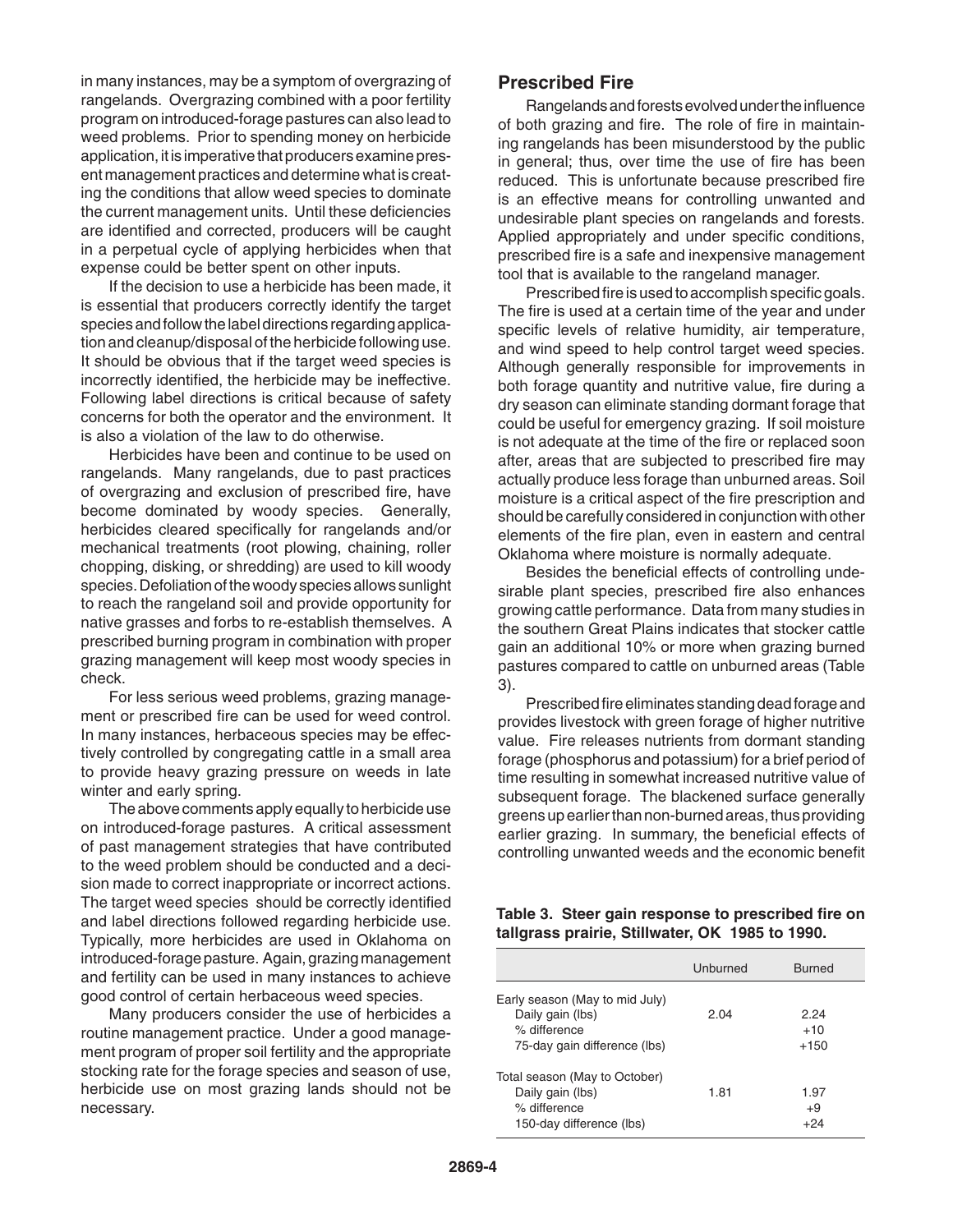in many instances, may be a symptom of overgrazing of rangelands. Overgrazing combined with a poor fertility program on introduced-forage pastures can also lead to weed problems. Prior to spending money on herbicide application, it is imperative that producers examine present management practices and determine what is creating the conditions that allow weed species to dominate the current management units. Until these deficiencies are identified and corrected, producers will be caught in a perpetual cycle of applying herbicides when that expense could be better spent on other inputs.

If the decision to use a herbicide has been made, it is essential that producers correctly identify the target species and follow the label directions regarding application and cleanup/disposal of the herbicide following use. It should be obvious that if the target weed species is incorrectly identified, the herbicide may be ineffective. Following label directions is critical because of safety concerns for both the operator and the environment. It is also a violation of the law to do otherwise.

Herbicides have been and continue to be used on rangelands. Many rangelands, due to past practices of overgrazing and exclusion of prescribed fire, have become dominated by woody species. Generally, herbicides cleared specifically for rangelands and/or mechanical treatments (root plowing, chaining, roller chopping, disking, or shredding) are used to kill woody species. Defoliation of the woody species allows sunlight to reach the rangeland soil and provide opportunity for native grasses and forbs to re-establish themselves. A prescribed burning program in combination with proper grazing management will keep most woody species in check.

For less serious weed problems, grazing management or prescribed fire can be used for weed control. In many instances, herbaceous species may be effectively controlled by congregating cattle in a small area to provide heavy grazing pressure on weeds in late winter and early spring.

The above comments apply equally to herbicide use on introduced-forage pastures. A critical assessment of past management strategies that have contributed to the weed problem should be conducted and a decision made to correct inappropriate or incorrect actions. The target weed species should be correctly identified and label directions followed regarding herbicide use. Typically, more herbicides are used in Oklahoma on introduced-forage pasture. Again, grazing management and fertility can be used in many instances to achieve good control of certain herbaceous weed species.

Many producers consider the use of herbicides a routine management practice. Under a good management program of proper soil fertility and the appropriate stocking rate for the forage species and season of use, herbicide use on most grazing lands should not be necessary.

## Prescribed Fire

Rangelands and forests evolved under the influence of both grazing and fire. The role of fire in maintaining rangelands has been misunderstood by the public in general; thus, over time the use of fire has been reduced. This is unfortunate because prescribed fire is an effective means for controlling unwanted and undesirable plant species on rangelands and forests. Applied appropriately and under specific conditions, prescribed fire is a safe and inexpensive management tool that is available to the rangeland manager.

Prescribed fire is used to accomplish specific goals. The fire is used at a certain time of the year and under specific levels of relative humidity, air temperature, and wind speed to help control target weed species. Although generally responsible for improvements in both forage quantity and nutritive value, fire during a dry season can eliminate standing dormant forage that could be useful for emergency grazing. If soil moisture is not adequate at the time of the fire or replaced soon after, areas that are subjected to prescribed fire may actually produce less forage than unburned areas. Soil moisture is a critical aspect of the fire prescription and should be carefully considered in conjunction with other elements of the fire plan, even in eastern and central Oklahoma where moisture is normally adequate.

Besides the beneficial effects of controlling undesirable plant species, prescribed fire also enhances growing cattle performance. Data from many studies in the southern Great Plains indicates that stocker cattle gain an additional 10% or more when grazing burned pastures compared to cattle on unburned areas (Table 3).

Prescribed fire eliminates standing dead forage and provides livestock with green forage of higher nutritive value. Fire releases nutrients from dormant standing forage (phosphorus and potassium) for a brief period of time resulting in somewhat increased nutritive value of subsequent forage. The blackened surface generally greens up earlier than non-burned areas, thus providing earlier grazing. In summary, the beneficial effects of controlling unwanted weeds and the economic benefit

**Table 3. Steer gain response to prescribed fire on tallgrass prairie, Stillwater, OK 1985 to 1990.**

| | Unburned | Burned |
|---|---|---|
| Early season (May to mid July) | | |
| Daily gain (lbs) | 2.04 | 2.24 |
| % difference | | +10 |
| 75-day gain difference (lbs) | | +150 |
| Total season (May to October) | | |
| Daily gain (lbs) | 1.81 | 1.97 |
| % difference | | +9 |
| 150-day difference (lbs) | | +24 |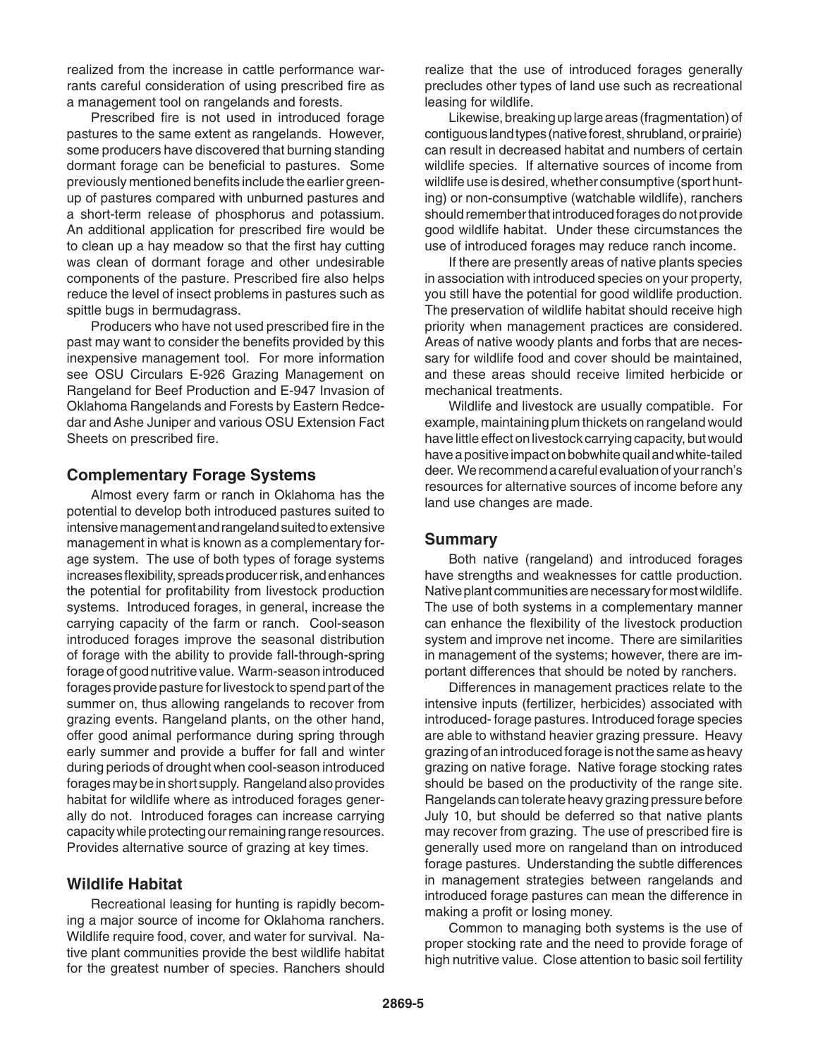realized from the increase in cattle performance warrants careful consideration of using prescribed fire as a management tool on rangelands and forests.

Prescribed fire is not used in introduced forage pastures to the same extent as rangelands. However, some producers have discovered that burning standing dormant forage can be beneficial to pastures. Some previously mentioned benefits include the earlier green-up of pastures compared with unburned pastures and a short-term release of phosphorus and potassium. An additional application for prescribed fire would be to clean up a hay meadow so that the first hay cutting was clean of dormant forage and other undesirable components of the pasture. Prescribed fire also helps reduce the level of insect problems in pastures such as spittle bugs in bermudagrass.

Producers who have not used prescribed fire in the past may want to consider the benefits provided by this inexpensive management tool. For more information see OSU Circulars E-926 Grazing Management on Rangeland for Beef Production and E-947 Invasion of Oklahoma Rangelands and Forests by Eastern Redcedar and Ashe Juniper and various OSU Extension Fact Sheets on prescribed fire.

## Complementary Forage Systems

Almost every farm or ranch in Oklahoma has the potential to develop both introduced pastures suited to intensive management and rangeland suited to extensive management in what is known as a complementary forage system. The use of both types of forage systems increases flexibility, spreads producer risk, and enhances the potential for profitability from livestock production systems. Introduced forages, in general, increase the carrying capacity of the farm or ranch. Cool-season introduced forages improve the seasonal distribution of forage with the ability to provide fall-through-spring forage of good nutritive value. Warm-season introduced forages provide pasture for livestock to spend part of the summer on, thus allowing rangelands to recover from grazing events. Rangeland plants, on the other hand, offer good animal performance during spring through early summer and provide a buffer for fall and winter during periods of drought when cool-season introduced forages may be in short supply. Rangeland also provides habitat for wildlife where as introduced forages generally do not. Introduced forages can increase carrying capacity while protecting our remaining range resources. Provides alternative source of grazing at key times.

## Wildlife Habitat

Recreational leasing for hunting is rapidly becoming a major source of income for Oklahoma ranchers. Wildlife require food, cover, and water for survival. Native plant communities provide the best wildlife habitat for the greatest number of species. Ranchers should realize that the use of introduced forages generally precludes other types of land use such as recreational leasing for wildlife.

Likewise, breaking up large areas (fragmentation) of contiguous land types (native forest, shrubland, or prairie) can result in decreased habitat and numbers of certain wildlife species. If alternative sources of income from wildlife use is desired, whether consumptive (sport hunting) or non-consumptive (watchable wildlife), ranchers should remember that introduced forages do not provide good wildlife habitat. Under these circumstances the use of introduced forages may reduce ranch income.

If there are presently areas of native plants species in association with introduced species on your property, you still have the potential for good wildlife production. The preservation of wildlife habitat should receive high priority when management practices are considered. Areas of native woody plants and forbs that are necessary for wildlife food and cover should be maintained, and these areas should receive limited herbicide or mechanical treatments.

Wildlife and livestock are usually compatible. For example, maintaining plum thickets on rangeland would have little effect on livestock carrying capacity, but would have a positive impact on bobwhite quail and white-tailed deer. We recommend a careful evaluation of your ranch's resources for alternative sources of income before any land use changes are made.

## Summary

Both native (rangeland) and introduced forages have strengths and weaknesses for cattle production. Native plant communities are necessary for most wildlife. The use of both systems in a complementary manner can enhance the flexibility of the livestock production system and improve net income. There are similarities in management of the systems; however, there are important differences that should be noted by ranchers.

Differences in management practices relate to the intensive inputs (fertilizer, herbicides) associated with introduced- forage pastures. Introduced forage species are able to withstand heavier grazing pressure. Heavy grazing of an introduced forage is not the same as heavy grazing on native forage. Native forage stocking rates should be based on the productivity of the range site. Rangelands can tolerate heavy grazing pressure before July 10, but should be deferred so that native plants may recover from grazing. The use of prescribed fire is generally used more on rangeland than on introduced forage pastures. Understanding the subtle differences in management strategies between rangelands and introduced forage pastures can mean the difference in making a profit or losing money.

Common to managing both systems is the use of proper stocking rate and the need to provide forage of high nutritive value. Close attention to basic soil fertility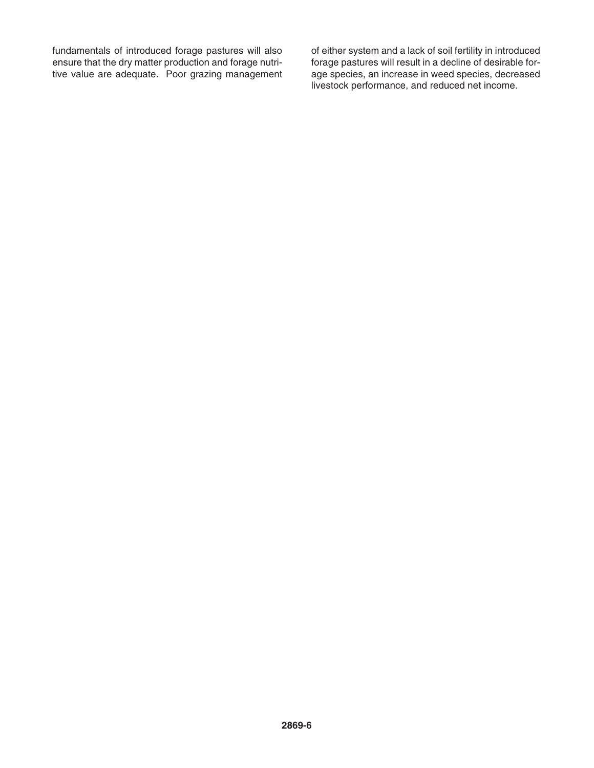fundamentals of introduced forage pastures will also ensure that the dry matter production and forage nutritive value are adequate. Poor grazing management of either system and a lack of soil fertility in introduced forage pastures will result in a decline of desirable forage species, an increase in weed species, decreased livestock performance, and reduced net income.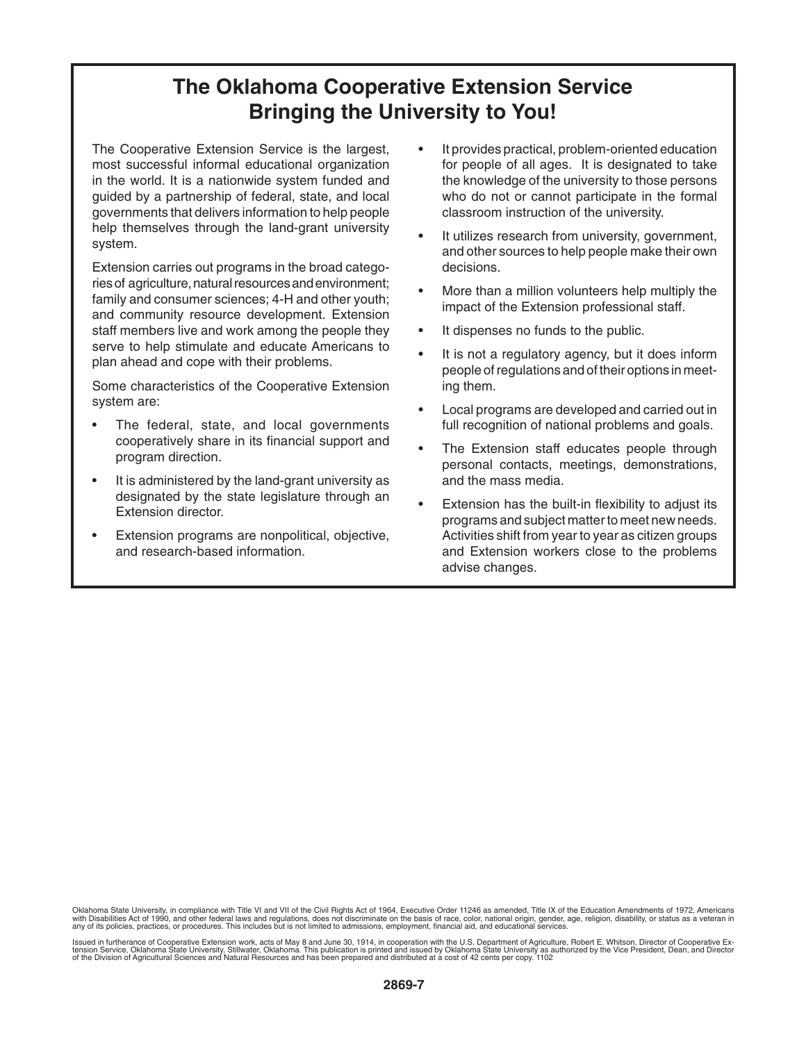# The Oklahoma Cooperative Extension Service
# Bringing the University to You!

The Cooperative Extension Service is the largest, most successful informal educational organization in the world. It is a nationwide system funded and guided by a partnership of federal, state, and local governments that delivers information to help people help themselves through the land-grant university system.

Extension carries out programs in the broad categories of agriculture, natural resources and environment; family and consumer sciences; 4-H and other youth; and community resource development. Extension staff members live and work among the people they serve to help stimulate and educate Americans to plan ahead and cope with their problems.

Some characteristics of the Cooperative Extension system are:

- The federal, state, and local governments cooperatively share in its financial support and program direction.
- It is administered by the land-grant university as designated by the state legislature through an Extension director.
- Extension programs are nonpolitical, objective, and research-based information.
- It provides practical, problem-oriented education for people of all ages. It is designated to take the knowledge of the university to those persons who do not or cannot participate in the formal classroom instruction of the university.
- It utilizes research from university, government, and other sources to help people make their own decisions.
- More than a million volunteers help multiply the impact of the Extension professional staff.
- It dispenses no funds to the public.
- It is not a regulatory agency, but it does inform people of regulations and of their options in meeting them.
- Local programs are developed and carried out in full recognition of national problems and goals.
- The Extension staff educates people through personal contacts, meetings, demonstrations, and the mass media.
- Extension has the built-in flexibility to adjust its programs and subject matter to meet new needs. Activities shift from year to year as citizen groups and Extension workers close to the problems advise changes.

Oklahoma State University, in compliance with Title VI and VII of the Civil Rights Act of 1964, Executive Order 11246 as amended, Title IX of the Education Amendments of 1972, Americans with Disabilities Act of 1990, and other federal laws and regulations, does not discriminate on the basis of race, color, national origin, gender, age, religion, disability, or status as a veteran in any of its policies, practices, or procedures. This includes but is not limited to admissions, employment, financial aid, and educational services.

Issued in furtherance of Cooperative Extension work, acts of May 8 and June 30, 1914, in cooperation with the U.S. Department of Agriculture, Robert E. Whitson, Director of Cooperative Extension Service, Oklahoma State University, Stillwater, Oklahoma. This publication is printed and issued by Oklahoma State University as authorized by the Vice President, Dean, and Director of the Division of Agricultural Sciences and Natural Resources and has been prepared and distributed at a cost of 42 cents per copy. 1102